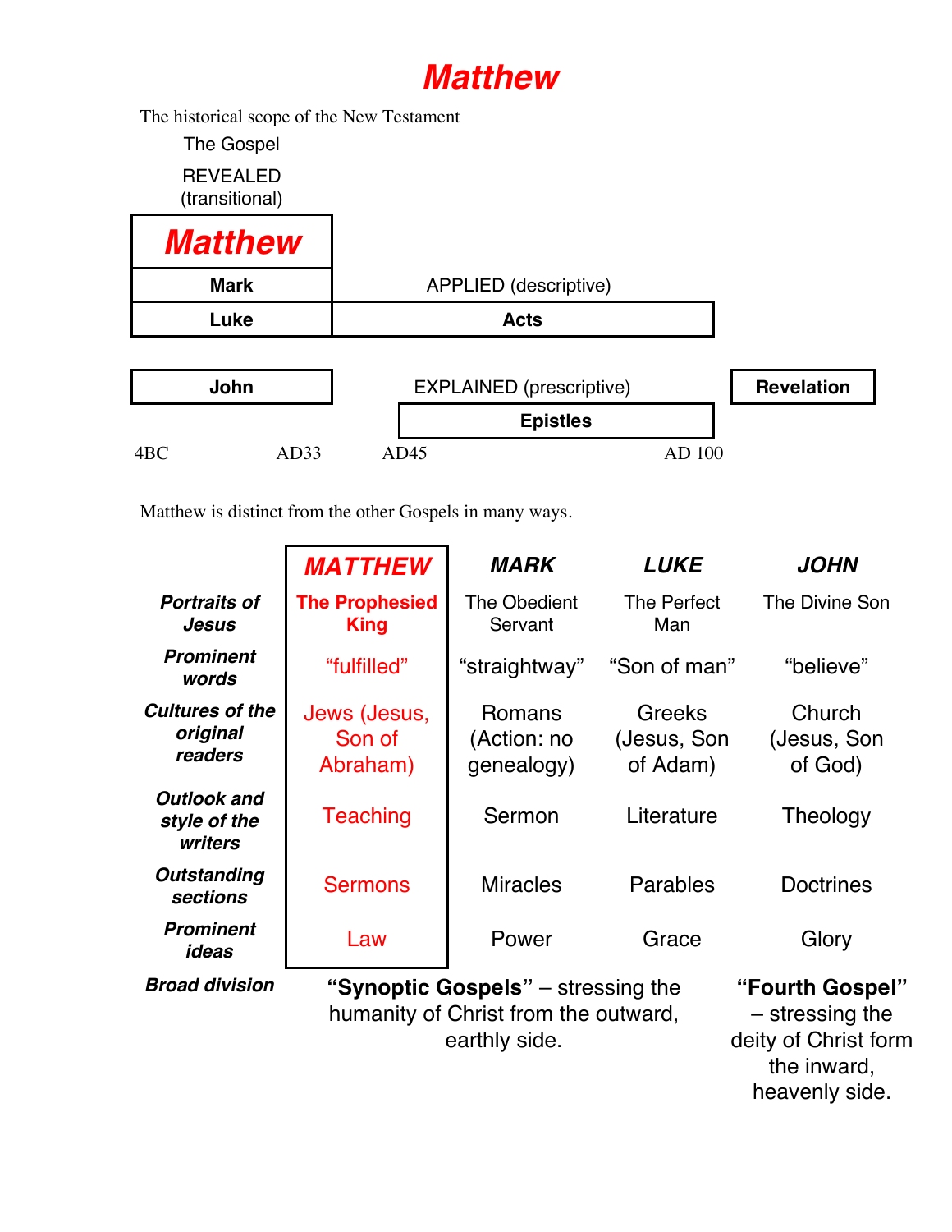# Matthew

The historical scope of the New Testament

| The Gospel REVEALED (transitional) | APPLIED (descriptive) | EXPLAINED (prescriptive) | |
|---|---|---|---|
| **Matthew** | | | |
| **Mark** | | | |
| **Luke** | **Acts** | | |
| **John** | | **Epistles** | **Revelation** |
| 4BC – AD33 | AD45 – AD 100 | | |

Matthew is distinct from the other Gospels in many ways.

| | ***MATTHEW*** | ***MARK*** | ***LUKE*** | ***JOHN*** |
|---|---|---|---|---|
| ***Portraits of Jesus*** | **The Prophesied King** | The Obedient Servant | The Perfect Man | The Divine Son |
| ***Prominent words*** | “fulfilled” | “straightway” | “Son of man” | “believe” |
| ***Cultures of the original readers*** | Jews (Jesus, Son of Abraham) | Romans (Action: no genealogy) | Greeks (Jesus, Son of Adam) | Church (Jesus, Son of God) |
| ***Outlook and style of the writers*** | Teaching | Sermon | Literature | Theology |
| ***Outstanding sections*** | Sermons | Miracles | Parables | Doctrines |
| ***Prominent ideas*** | Law | Power | Grace | Glory |
| ***Broad division*** | **“Synoptic Gospels”** – stressing the humanity of Christ from the outward, earthly side. | | | **“Fourth Gospel”** – stressing the deity of Christ form the inward, heavenly side. |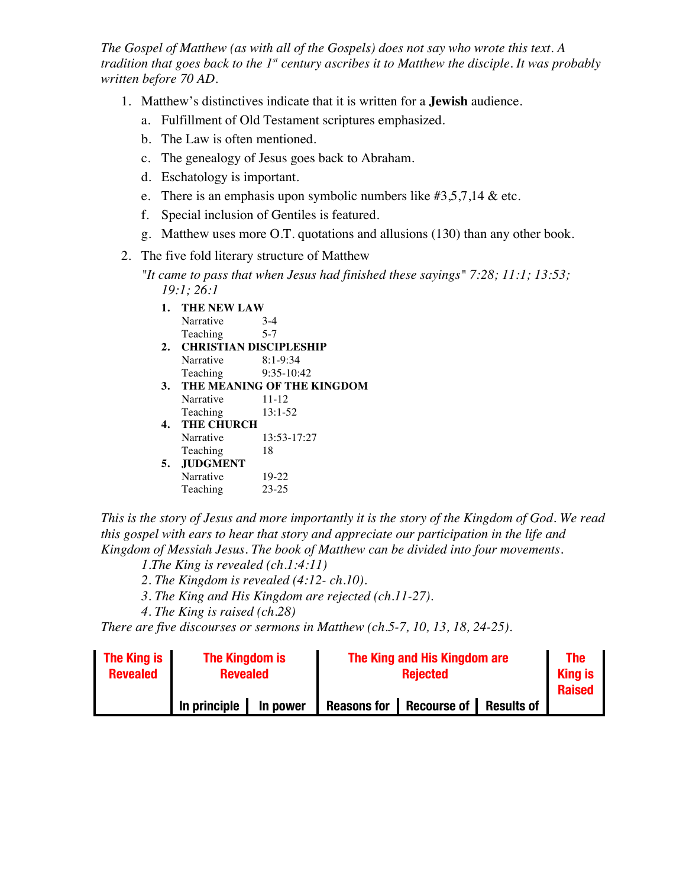*The Gospel of Matthew (as with all of the Gospels) does not say who wrote this text. A tradition that goes back to the 1st century ascribes it to Matthew the disciple. It was probably written before 70 AD.*

1. Matthew's distinctives indicate that it is written for a **Jewish** audience.
   a. Fulfillment of Old Testament scriptures emphasized.
   b. The Law is often mentioned.
   c. The genealogy of Jesus goes back to Abraham.
   d. Eschatology is important.
   e. There is an emphasis upon symbolic numbers like #3,5,7,14 & etc.
   f. Special inclusion of Gentiles is featured.
   g. Matthew uses more O.T. quotations and allusions (130) than any other book.
2. The five fold literary structure of Matthew

   *"It came to pass that when Jesus had finished these sayings" 7:28; 11:1; 13:53; 19:1; 26:1*

   1. **THE NEW LAW**
      Narrative 3-4
      Teaching 5-7
   2. **CHRISTIAN DISCIPLESHIP**
      Narrative 8:1-9:34
      Teaching 9:35-10:42
   3. **THE MEANING OF THE KINGDOM**
      Narrative 11-12
      Teaching 13:1-52
   4. **THE CHURCH**
      Narrative 13:53-17:27
      Teaching 18
   5. **JUDGMENT**
      Narrative 19-22
      Teaching 23-25

*This is the story of Jesus and more importantly it is the story of the Kingdom of God. We read this gospel with ears to hear that story and appreciate our participation in the life and Kingdom of Messiah Jesus. The book of Matthew can be divided into four movements.*

*1.The King is revealed (ch.1:4:11)*
*2. The Kingdom is revealed (4:12- ch.10).*
*3. The King and His Kingdom are rejected (ch.11-27).*
*4. The King is raised (ch.28)*

*There are five discourses or sermons in Matthew (ch.5-7, 10, 13, 18, 24-25).*

| The King is Revealed | The Kingdom is Revealed | | The King and His Kingdom are Rejected | | | The King is Raised |
|---|---|---|---|---|---|---|
| | In principle | In power | Reasons for | Recourse of | Results of | |